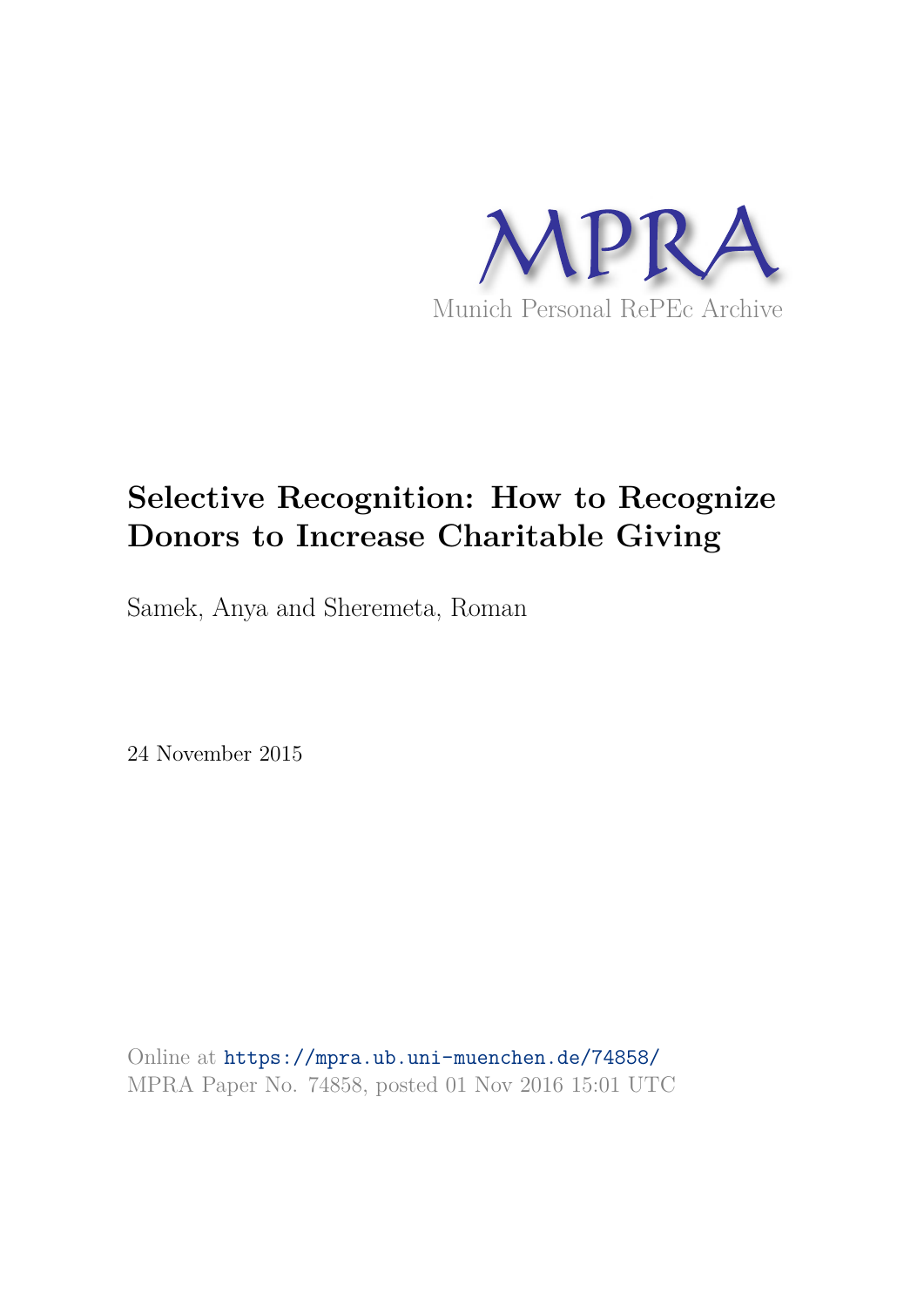MPRA

Munich Personal RePEc Archive

# Selective Recognition: How to Recognize Donors to Increase Charitable Giving

Samek, Anya and Sheremeta, Roman

24 November 2015

Online at https://mpra.ub.uni-muenchen.de/74858/
MPRA Paper No. 74858, posted 01 Nov 2016 15:01 UTC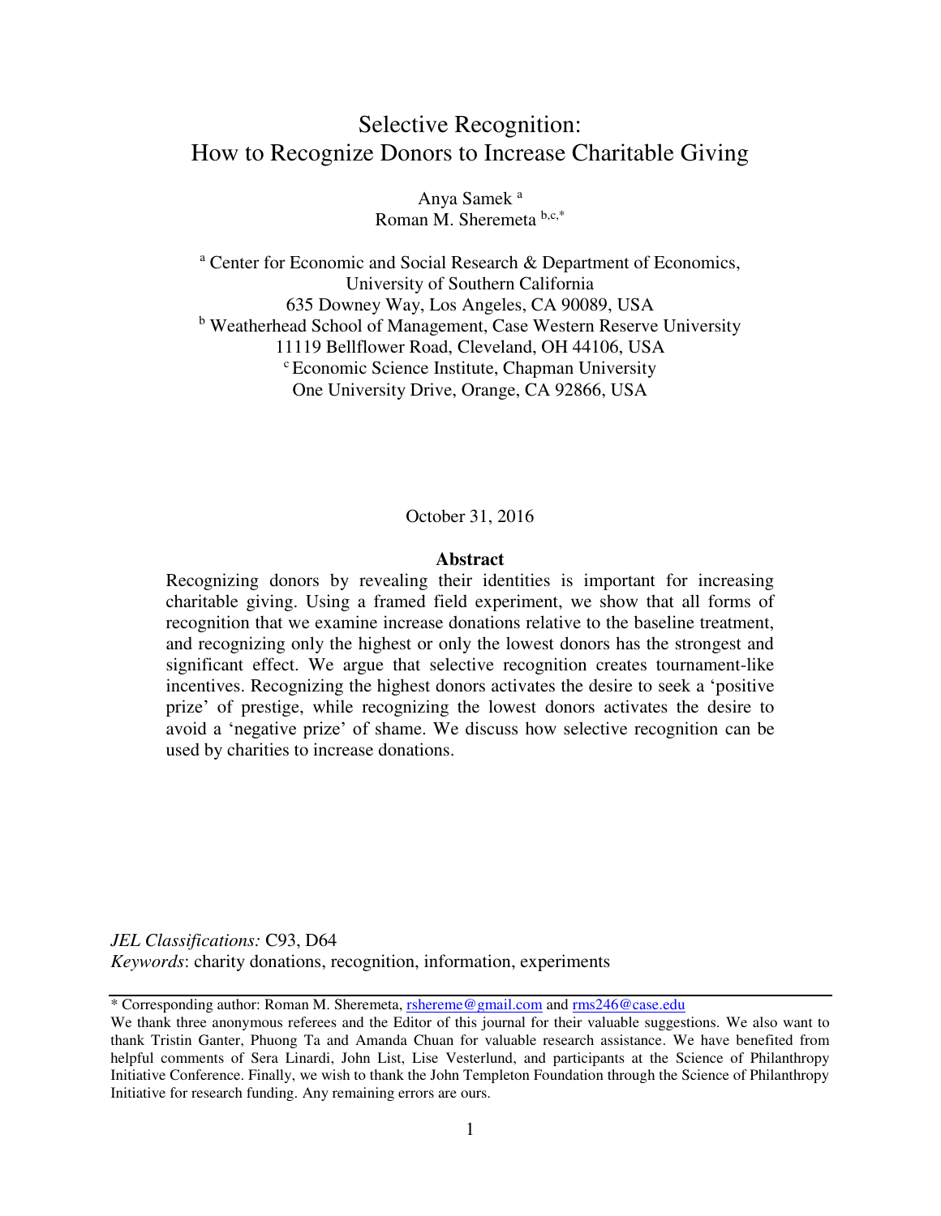# Selective Recognition: How to Recognize Donors to Increase Charitable Giving

Anya Samek [a]
Roman M. Sheremeta [b,c,*]

[a] Center for Economic and Social Research & Department of Economics,
University of Southern California
635 Downey Way, Los Angeles, CA 90089, USA
[b] Weatherhead School of Management, Case Western Reserve University
11119 Bellflower Road, Cleveland, OH 44106, USA
[c] Economic Science Institute, Chapman University
One University Drive, Orange, CA 92866, USA

October 31, 2016

**Abstract**

Recognizing donors by revealing their identities is important for increasing charitable giving. Using a framed field experiment, we show that all forms of recognition that we examine increase donations relative to the baseline treatment, and recognizing only the highest or only the lowest donors has the strongest and significant effect. We argue that selective recognition creates tournament-like incentives. Recognizing the highest donors activates the desire to seek a 'positive prize' of prestige, while recognizing the lowest donors activates the desire to avoid a 'negative prize' of shame. We discuss how selective recognition can be used by charities to increase donations.

*JEL Classifications:* C93, D64
*Keywords*: charity donations, recognition, information, experiments

---

\* Corresponding author: Roman M. Sheremeta, rshereme@gmail.com and rms246@case.edu

We thank three anonymous referees and the Editor of this journal for their valuable suggestions. We also want to thank Tristin Ganter, Phuong Ta and Amanda Chuan for valuable research assistance. We have benefited from helpful comments of Sera Linardi, John List, Lise Vesterlund, and participants at the Science of Philanthropy Initiative Conference. Finally, we wish to thank the John Templeton Foundation through the Science of Philanthropy Initiative for research funding. Any remaining errors are ours.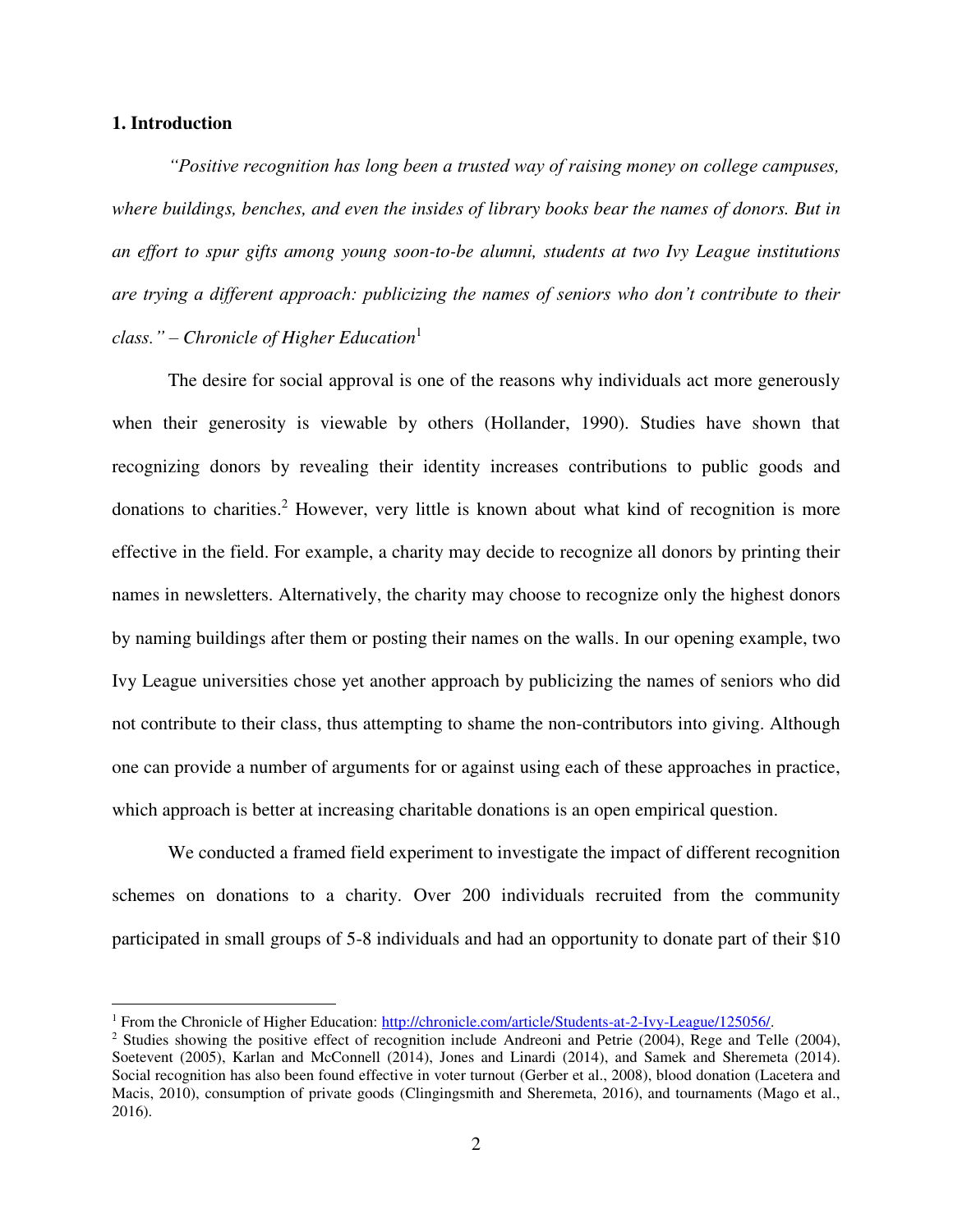## 1. Introduction

*"Positive recognition has long been a trusted way of raising money on college campuses, where buildings, benches, and even the insides of library books bear the names of donors. But in an effort to spur gifts among young soon-to-be alumni, students at two Ivy League institutions are trying a different approach: publicizing the names of seniors who don't contribute to their class." – Chronicle of Higher Education*[1]

The desire for social approval is one of the reasons why individuals act more generously when their generosity is viewable by others (Hollander, 1990). Studies have shown that recognizing donors by revealing their identity increases contributions to public goods and donations to charities.[2] However, very little is known about what kind of recognition is more effective in the field. For example, a charity may decide to recognize all donors by printing their names in newsletters. Alternatively, the charity may choose to recognize only the highest donors by naming buildings after them or posting their names on the walls. In our opening example, two Ivy League universities chose yet another approach by publicizing the names of seniors who did not contribute to their class, thus attempting to shame the non-contributors into giving. Although one can provide a number of arguments for or against using each of these approaches in practice, which approach is better at increasing charitable donations is an open empirical question.

We conducted a framed field experiment to investigate the impact of different recognition schemes on donations to a charity. Over 200 individuals recruited from the community participated in small groups of 5-8 individuals and had an opportunity to donate part of their $10

---

[1] From the Chronicle of Higher Education: http://chronicle.com/article/Students-at-2-Ivy-League/125056/.

[2] Studies showing the positive effect of recognition include Andreoni and Petrie (2004), Rege and Telle (2004), Soetevent (2005), Karlan and McConnell (2014), Jones and Linardi (2014), and Samek and Sheremeta (2014). Social recognition has also been found effective in voter turnout (Gerber et al., 2008), blood donation (Lacetera and Macis, 2010), consumption of private goods (Clingingsmith and Sheremeta, 2016), and tournaments (Mago et al., 2016).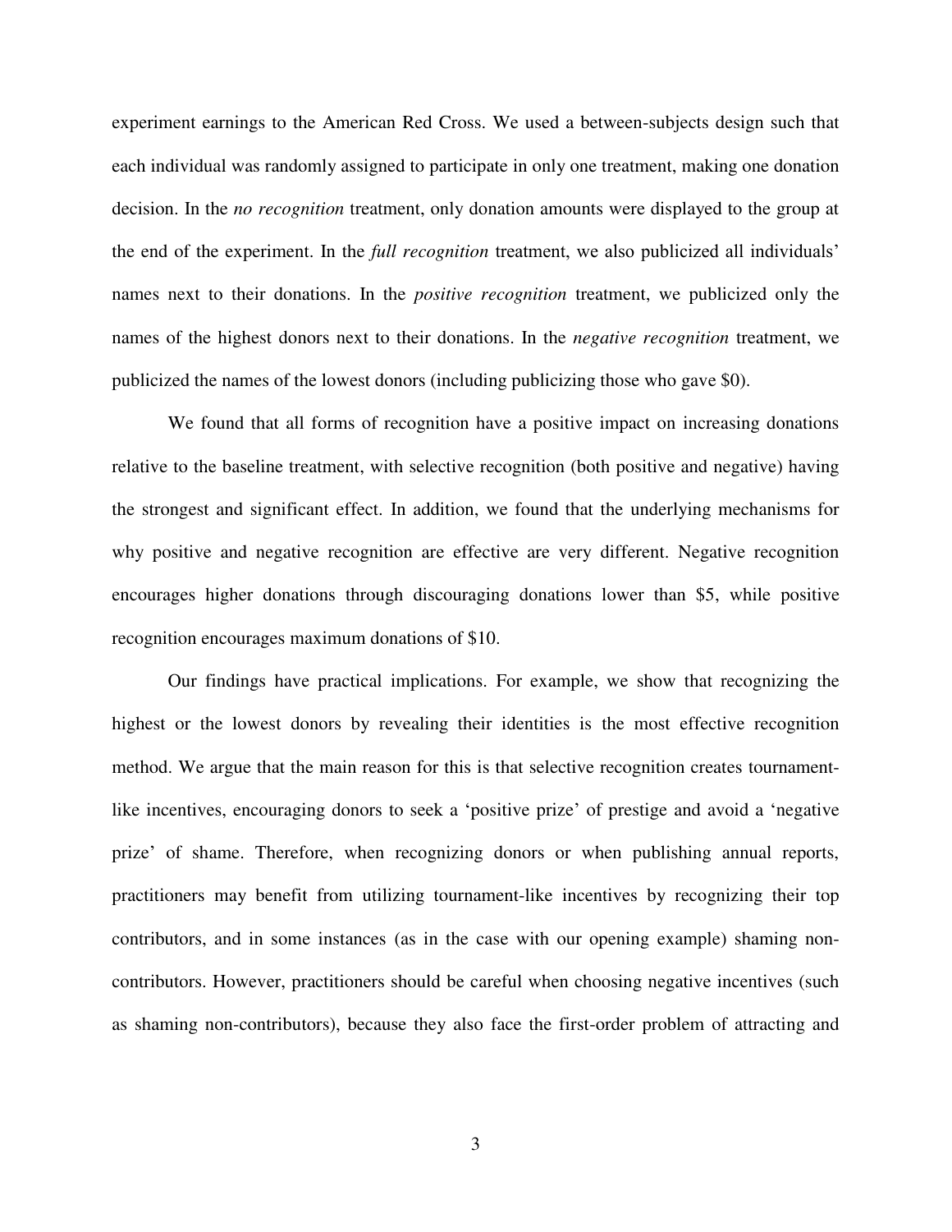experiment earnings to the American Red Cross. We used a between-subjects design such that each individual was randomly assigned to participate in only one treatment, making one donation decision. In the *no recognition* treatment, only donation amounts were displayed to the group at the end of the experiment. In the *full recognition* treatment, we also publicized all individuals' names next to their donations. In the *positive recognition* treatment, we publicized only the names of the highest donors next to their donations. In the *negative recognition* treatment, we publicized the names of the lowest donors (including publicizing those who gave $0).

We found that all forms of recognition have a positive impact on increasing donations relative to the baseline treatment, with selective recognition (both positive and negative) having the strongest and significant effect. In addition, we found that the underlying mechanisms for why positive and negative recognition are effective are very different. Negative recognition encourages higher donations through discouraging donations lower than $5, while positive recognition encourages maximum donations of $10.

Our findings have practical implications. For example, we show that recognizing the highest or the lowest donors by revealing their identities is the most effective recognition method. We argue that the main reason for this is that selective recognition creates tournament-like incentives, encouraging donors to seek a 'positive prize' of prestige and avoid a 'negative prize' of shame. Therefore, when recognizing donors or when publishing annual reports, practitioners may benefit from utilizing tournament-like incentives by recognizing their top contributors, and in some instances (as in the case with our opening example) shaming non-contributors. However, practitioners should be careful when choosing negative incentives (such as shaming non-contributors), because they also face the first-order problem of attracting and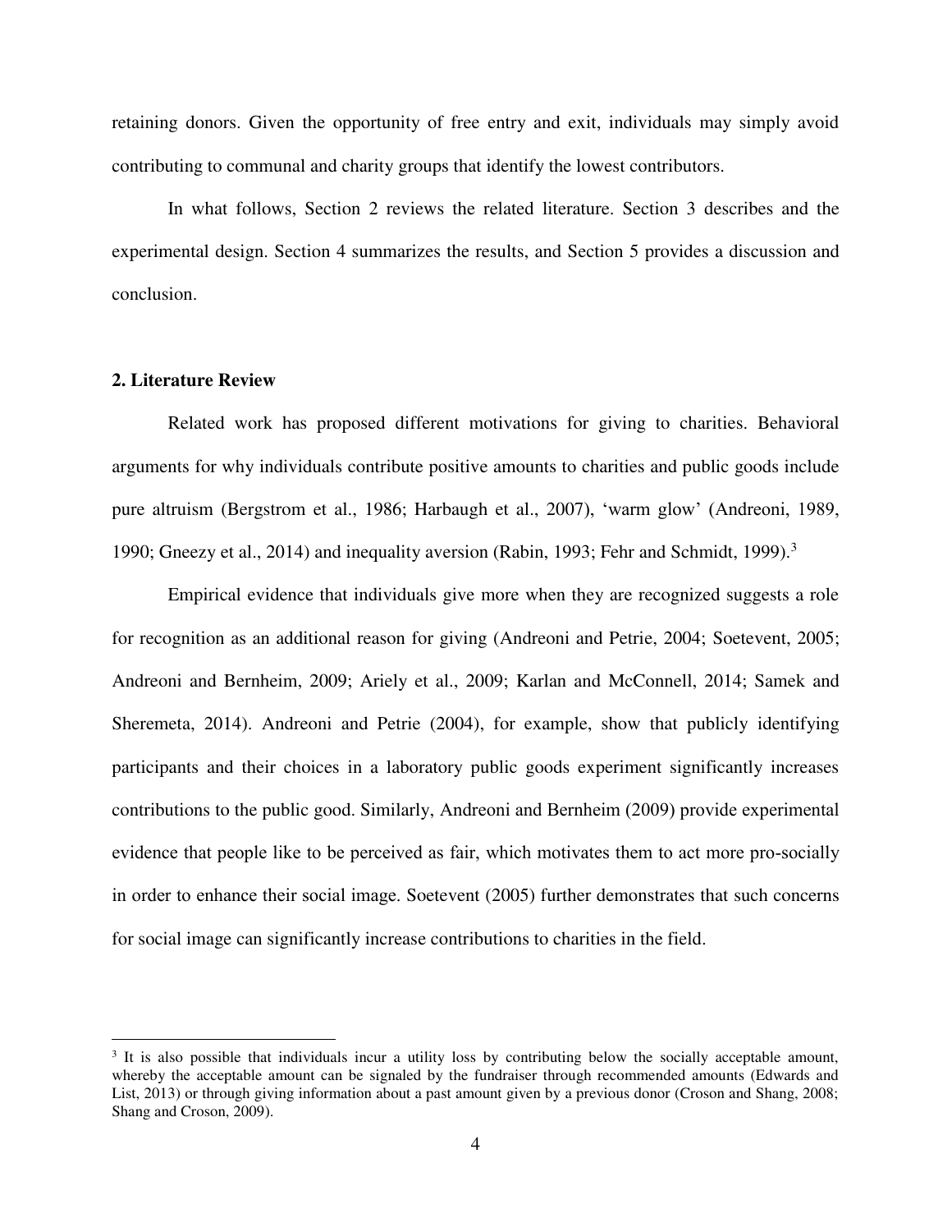retaining donors. Given the opportunity of free entry and exit, individuals may simply avoid contributing to communal and charity groups that identify the lowest contributors.

In what follows, Section 2 reviews the related literature. Section 3 describes and the experimental design. Section 4 summarizes the results, and Section 5 provides a discussion and conclusion.

## 2. Literature Review

Related work has proposed different motivations for giving to charities. Behavioral arguments for why individuals contribute positive amounts to charities and public goods include pure altruism (Bergstrom et al., 1986; Harbaugh et al., 2007), 'warm glow' (Andreoni, 1989, 1990; Gneezy et al., 2014) and inequality aversion (Rabin, 1993; Fehr and Schmidt, 1999).[3]

Empirical evidence that individuals give more when they are recognized suggests a role for recognition as an additional reason for giving (Andreoni and Petrie, 2004; Soetevent, 2005; Andreoni and Bernheim, 2009; Ariely et al., 2009; Karlan and McConnell, 2014; Samek and Sheremeta, 2014). Andreoni and Petrie (2004), for example, show that publicly identifying participants and their choices in a laboratory public goods experiment significantly increases contributions to the public good. Similarly, Andreoni and Bernheim (2009) provide experimental evidence that people like to be perceived as fair, which motivates them to act more pro-socially in order to enhance their social image. Soetevent (2005) further demonstrates that such concerns for social image can significantly increase contributions to charities in the field.

[3] It is also possible that individuals incur a utility loss by contributing below the socially acceptable amount, whereby the acceptable amount can be signaled by the fundraiser through recommended amounts (Edwards and List, 2013) or through giving information about a past amount given by a previous donor (Croson and Shang, 2008; Shang and Croson, 2009).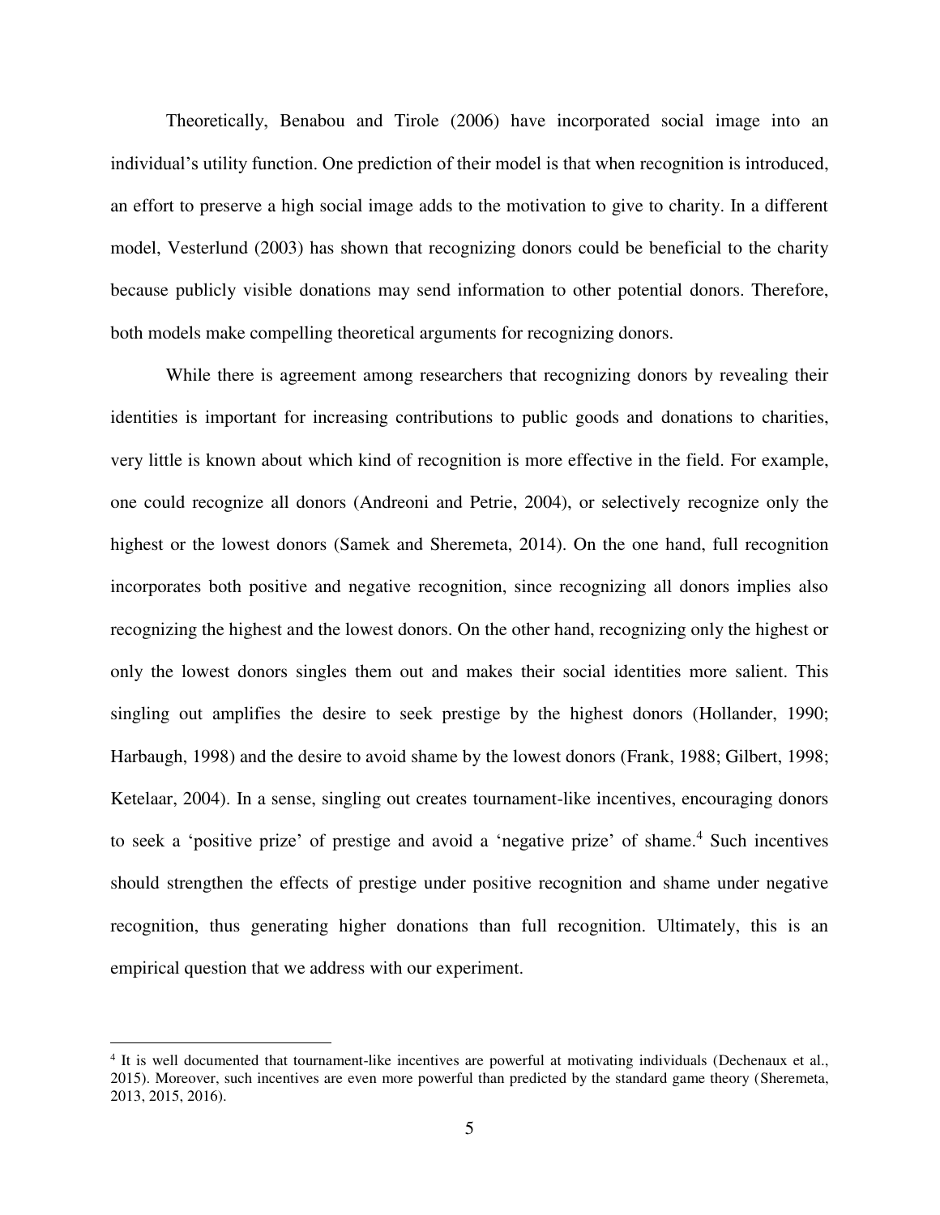Theoretically, Benabou and Tirole (2006) have incorporated social image into an individual's utility function. One prediction of their model is that when recognition is introduced, an effort to preserve a high social image adds to the motivation to give to charity. In a different model, Vesterlund (2003) has shown that recognizing donors could be beneficial to the charity because publicly visible donations may send information to other potential donors. Therefore, both models make compelling theoretical arguments for recognizing donors.

While there is agreement among researchers that recognizing donors by revealing their identities is important for increasing contributions to public goods and donations to charities, very little is known about which kind of recognition is more effective in the field. For example, one could recognize all donors (Andreoni and Petrie, 2004), or selectively recognize only the highest or the lowest donors (Samek and Sheremeta, 2014). On the one hand, full recognition incorporates both positive and negative recognition, since recognizing all donors implies also recognizing the highest and the lowest donors. On the other hand, recognizing only the highest or only the lowest donors singles them out and makes their social identities more salient. This singling out amplifies the desire to seek prestige by the highest donors (Hollander, 1990; Harbaugh, 1998) and the desire to avoid shame by the lowest donors (Frank, 1988; Gilbert, 1998; Ketelaar, 2004). In a sense, singling out creates tournament-like incentives, encouraging donors to seek a 'positive prize' of prestige and avoid a 'negative prize' of shame.[4] Such incentives should strengthen the effects of prestige under positive recognition and shame under negative recognition, thus generating higher donations than full recognition. Ultimately, this is an empirical question that we address with our experiment.

[4] It is well documented that tournament-like incentives are powerful at motivating individuals (Dechenaux et al., 2015). Moreover, such incentives are even more powerful than predicted by the standard game theory (Sheremeta, 2013, 2015, 2016).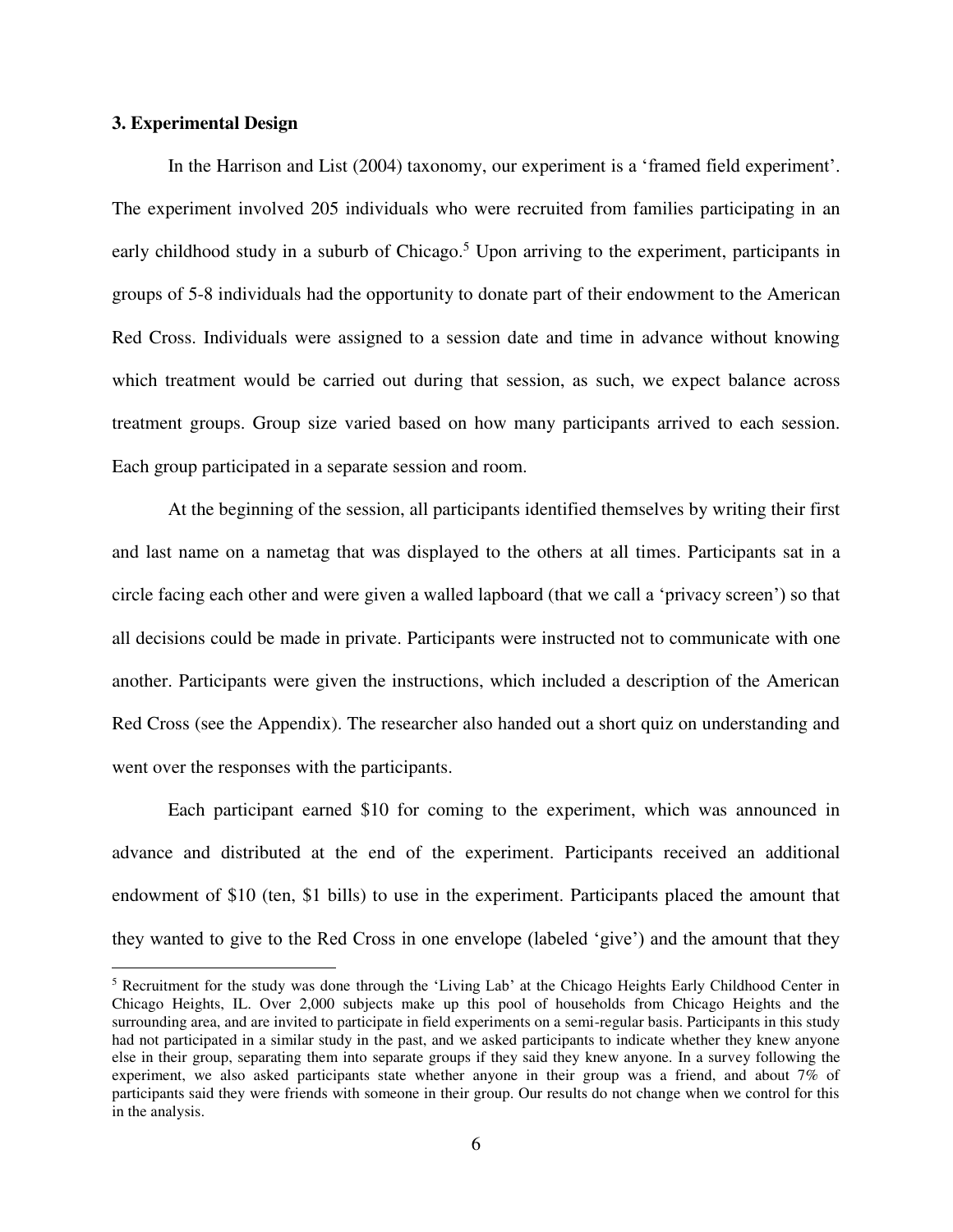### 3. Experimental Design

In the Harrison and List (2004) taxonomy, our experiment is a 'framed field experiment'. The experiment involved 205 individuals who were recruited from families participating in an early childhood study in a suburb of Chicago.[5] Upon arriving to the experiment, participants in groups of 5-8 individuals had the opportunity to donate part of their endowment to the American Red Cross. Individuals were assigned to a session date and time in advance without knowing which treatment would be carried out during that session, as such, we expect balance across treatment groups. Group size varied based on how many participants arrived to each session. Each group participated in a separate session and room.

At the beginning of the session, all participants identified themselves by writing their first and last name on a nametag that was displayed to the others at all times. Participants sat in a circle facing each other and were given a walled lapboard (that we call a 'privacy screen') so that all decisions could be made in private. Participants were instructed not to communicate with one another. Participants were given the instructions, which included a description of the American Red Cross (see the Appendix). The researcher also handed out a short quiz on understanding and went over the responses with the participants.

Each participant earned $10 for coming to the experiment, which was announced in advance and distributed at the end of the experiment. Participants received an additional endowment of $10 (ten, $1 bills) to use in the experiment. Participants placed the amount that they wanted to give to the Red Cross in one envelope (labeled 'give') and the amount that they

[5] Recruitment for the study was done through the 'Living Lab' at the Chicago Heights Early Childhood Center in Chicago Heights, IL. Over 2,000 subjects make up this pool of households from Chicago Heights and the surrounding area, and are invited to participate in field experiments on a semi-regular basis. Participants in this study had not participated in a similar study in the past, and we asked participants to indicate whether they knew anyone else in their group, separating them into separate groups if they said they knew anyone. In a survey following the experiment, we also asked participants state whether anyone in their group was a friend, and about 7% of participants said they were friends with someone in their group. Our results do not change when we control for this in the analysis.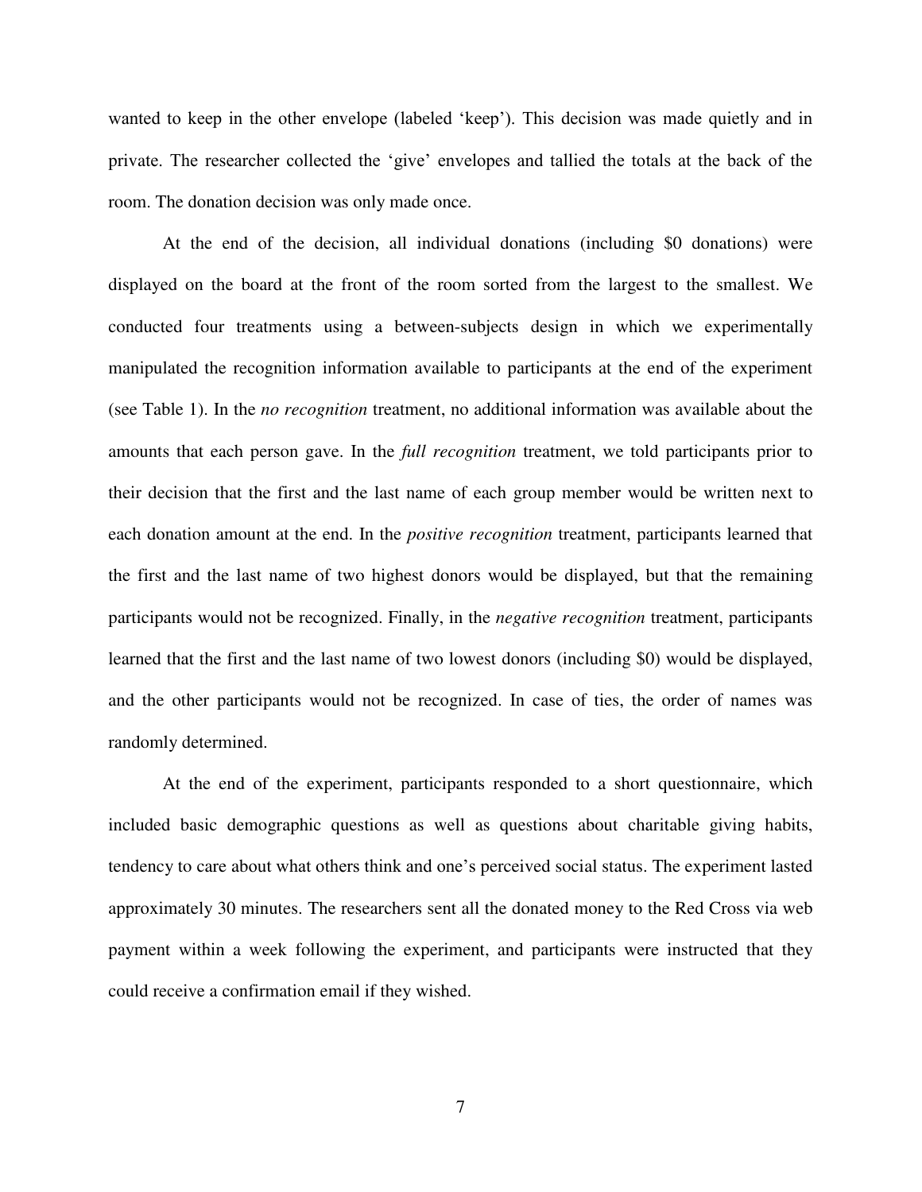wanted to keep in the other envelope (labeled 'keep'). This decision was made quietly and in private. The researcher collected the 'give' envelopes and tallied the totals at the back of the room. The donation decision was only made once.

At the end of the decision, all individual donations (including $0 donations) were displayed on the board at the front of the room sorted from the largest to the smallest. We conducted four treatments using a between-subjects design in which we experimentally manipulated the recognition information available to participants at the end of the experiment (see Table 1). In the *no recognition* treatment, no additional information was available about the amounts that each person gave. In the *full recognition* treatment, we told participants prior to their decision that the first and the last name of each group member would be written next to each donation amount at the end. In the *positive recognition* treatment, participants learned that the first and the last name of two highest donors would be displayed, but that the remaining participants would not be recognized. Finally, in the *negative recognition* treatment, participants learned that the first and the last name of two lowest donors (including $0) would be displayed, and the other participants would not be recognized. In case of ties, the order of names was randomly determined.

At the end of the experiment, participants responded to a short questionnaire, which included basic demographic questions as well as questions about charitable giving habits, tendency to care about what others think and one's perceived social status. The experiment lasted approximately 30 minutes. The researchers sent all the donated money to the Red Cross via web payment within a week following the experiment, and participants were instructed that they could receive a confirmation email if they wished.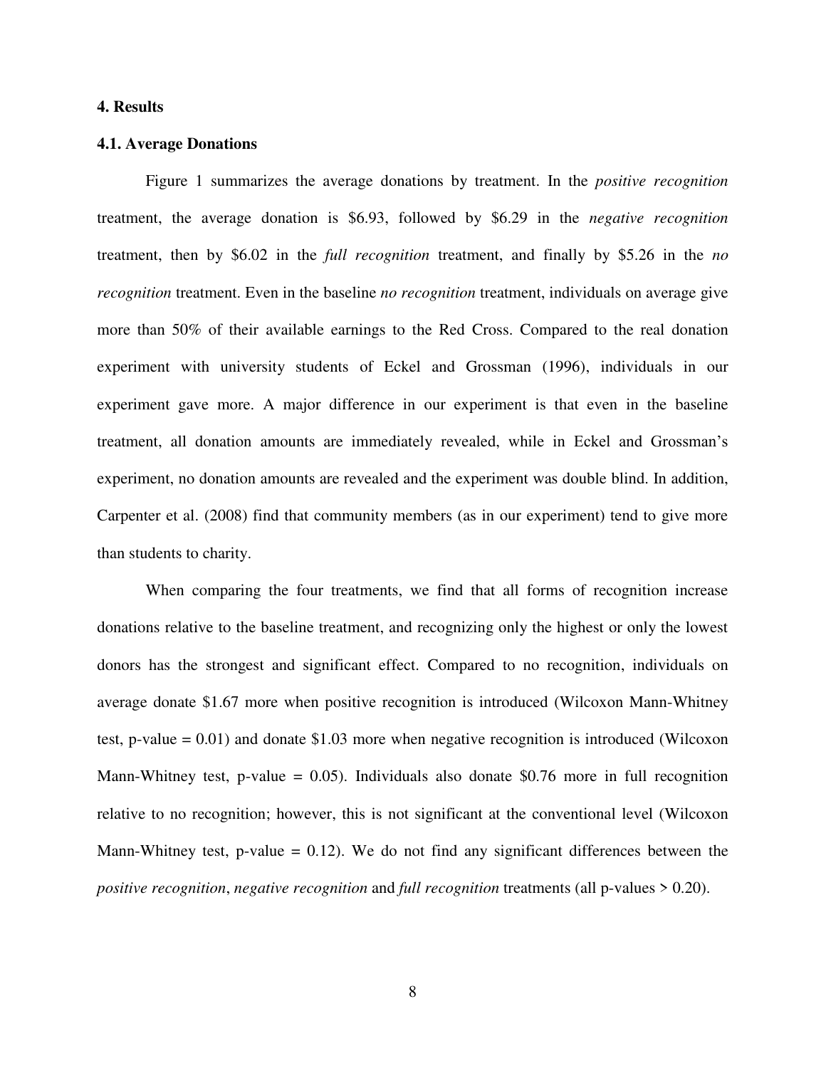## 4. Results

### 4.1. Average Donations

Figure 1 summarizes the average donations by treatment. In the *positive recognition* treatment, the average donation is $6.93, followed by $6.29 in the *negative recognition* treatment, then by $6.02 in the *full recognition* treatment, and finally by $5.26 in the *no recognition* treatment. Even in the baseline *no recognition* treatment, individuals on average give more than 50% of their available earnings to the Red Cross. Compared to the real donation experiment with university students of Eckel and Grossman (1996), individuals in our experiment gave more. A major difference in our experiment is that even in the baseline treatment, all donation amounts are immediately revealed, while in Eckel and Grossman's experiment, no donation amounts are revealed and the experiment was double blind. In addition, Carpenter et al. (2008) find that community members (as in our experiment) tend to give more than students to charity.

When comparing the four treatments, we find that all forms of recognition increase donations relative to the baseline treatment, and recognizing only the highest or only the lowest donors has the strongest and significant effect. Compared to no recognition, individuals on average donate $1.67 more when positive recognition is introduced (Wilcoxon Mann-Whitney test, p-value = 0.01) and donate $1.03 more when negative recognition is introduced (Wilcoxon Mann-Whitney test, p-value = 0.05). Individuals also donate $0.76 more in full recognition relative to no recognition; however, this is not significant at the conventional level (Wilcoxon Mann-Whitney test, p-value = 0.12). We do not find any significant differences between the *positive recognition*, *negative recognition* and *full recognition* treatments (all p-values > 0.20).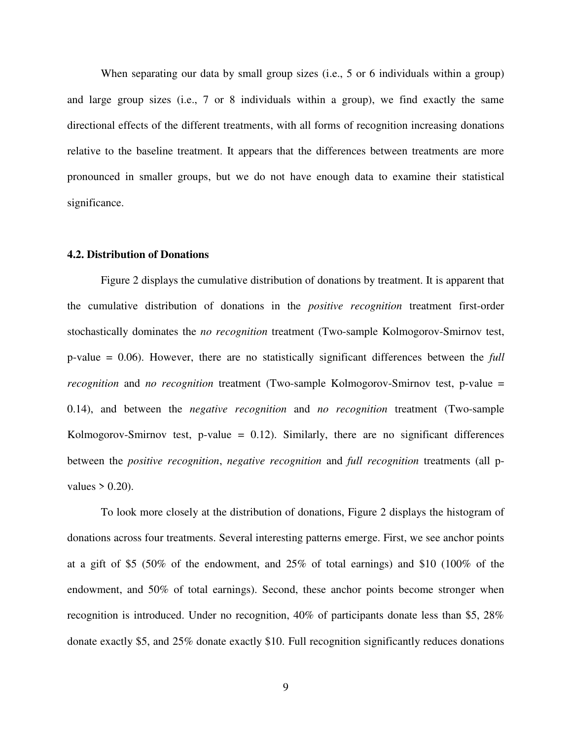When separating our data by small group sizes (i.e., 5 or 6 individuals within a group) and large group sizes (i.e., 7 or 8 individuals within a group), we find exactly the same directional effects of the different treatments, with all forms of recognition increasing donations relative to the baseline treatment. It appears that the differences between treatments are more pronounced in smaller groups, but we do not have enough data to examine their statistical significance.

### 4.2. Distribution of Donations

Figure 2 displays the cumulative distribution of donations by treatment. It is apparent that the cumulative distribution of donations in the *positive recognition* treatment first-order stochastically dominates the *no recognition* treatment (Two-sample Kolmogorov-Smirnov test, p-value = 0.06). However, there are no statistically significant differences between the *full recognition* and *no recognition* treatment (Two-sample Kolmogorov-Smirnov test, p-value = 0.14), and between the *negative recognition* and *no recognition* treatment (Two-sample Kolmogorov-Smirnov test, p-value = 0.12). Similarly, there are no significant differences between the *positive recognition*, *negative recognition* and *full recognition* treatments (all p-values > 0.20).

To look more closely at the distribution of donations, Figure 2 displays the histogram of donations across four treatments. Several interesting patterns emerge. First, we see anchor points at a gift of $5 (50% of the endowment, and 25% of total earnings) and $10 (100% of the endowment, and 50% of total earnings). Second, these anchor points become stronger when recognition is introduced. Under no recognition, 40% of participants donate less than $5, 28% donate exactly $5, and 25% donate exactly $10. Full recognition significantly reduces donations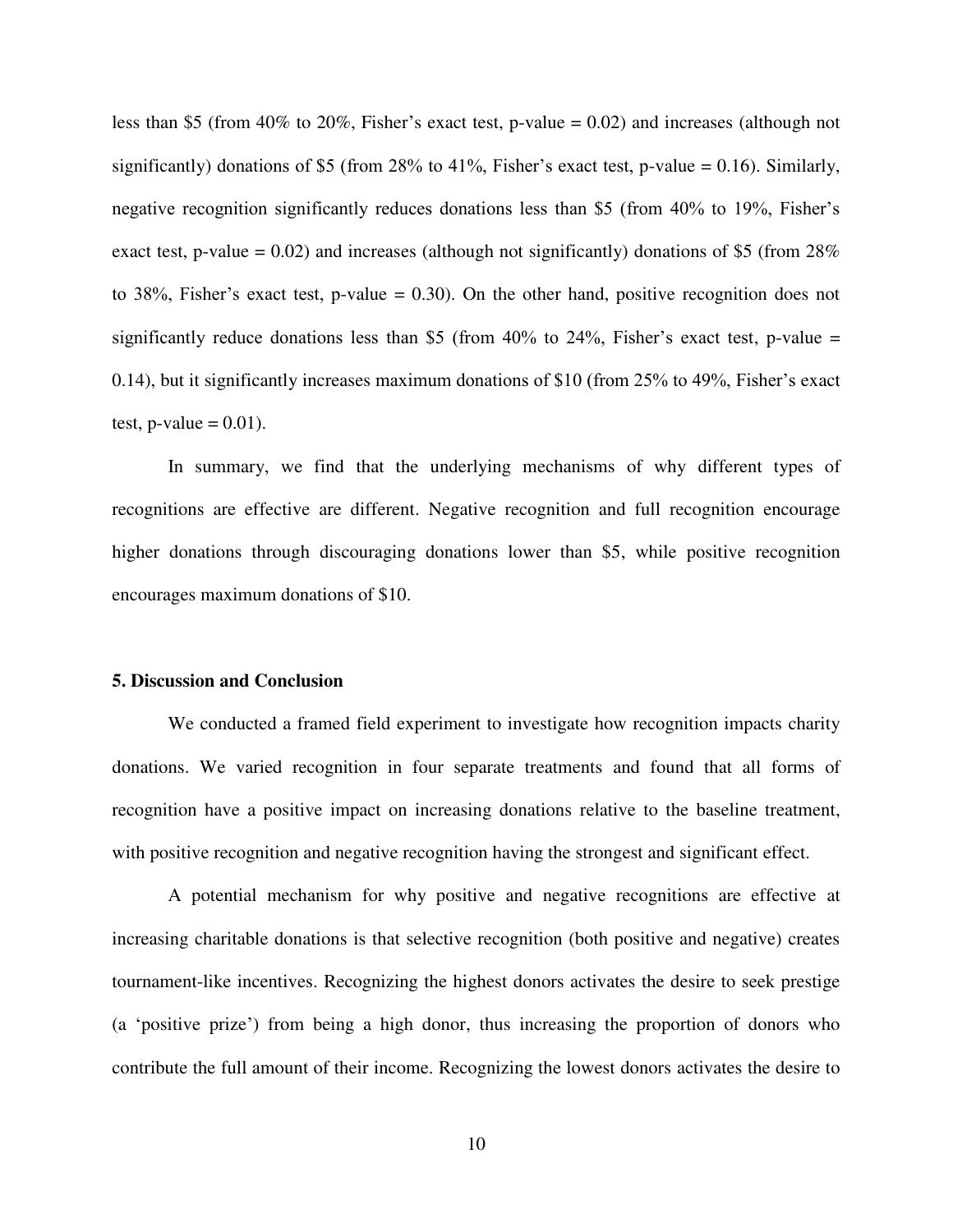less than \$5 (from 40% to 20%, Fisher's exact test, p-value = 0.02) and increases (although not significantly) donations of \$5 (from 28% to 41%, Fisher's exact test, p-value = 0.16). Similarly, negative recognition significantly reduces donations less than \$5 (from 40% to 19%, Fisher's exact test, p-value = 0.02) and increases (although not significantly) donations of \$5 (from 28% to 38%, Fisher's exact test, p-value = 0.30). On the other hand, positive recognition does not significantly reduce donations less than \$5 (from 40% to 24%, Fisher's exact test, p-value = 0.14), but it significantly increases maximum donations of \$10 (from 25% to 49%, Fisher's exact test, p-value = 0.01).

In summary, we find that the underlying mechanisms of why different types of recognitions are effective are different. Negative recognition and full recognition encourage higher donations through discouraging donations lower than \$5, while positive recognition encourages maximum donations of \$10.

## 5. Discussion and Conclusion

We conducted a framed field experiment to investigate how recognition impacts charity donations. We varied recognition in four separate treatments and found that all forms of recognition have a positive impact on increasing donations relative to the baseline treatment, with positive recognition and negative recognition having the strongest and significant effect.

A potential mechanism for why positive and negative recognitions are effective at increasing charitable donations is that selective recognition (both positive and negative) creates tournament-like incentives. Recognizing the highest donors activates the desire to seek prestige (a 'positive prize') from being a high donor, thus increasing the proportion of donors who contribute the full amount of their income. Recognizing the lowest donors activates the desire to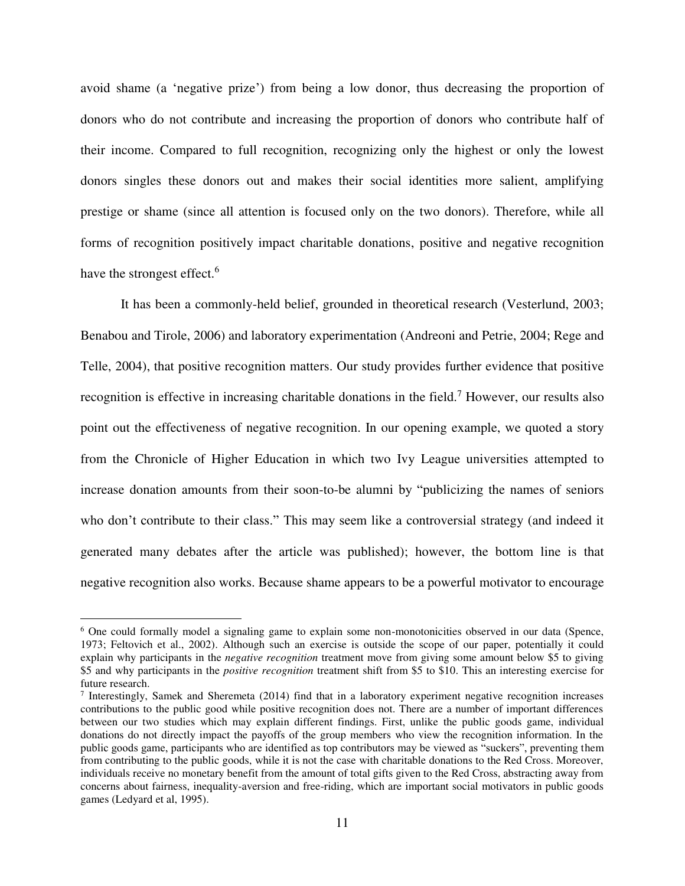avoid shame (a 'negative prize') from being a low donor, thus decreasing the proportion of donors who do not contribute and increasing the proportion of donors who contribute half of their income. Compared to full recognition, recognizing only the highest or only the lowest donors singles these donors out and makes their social identities more salient, amplifying prestige or shame (since all attention is focused only on the two donors). Therefore, while all forms of recognition positively impact charitable donations, positive and negative recognition have the strongest effect.[6]

It has been a commonly-held belief, grounded in theoretical research (Vesterlund, 2003; Benabou and Tirole, 2006) and laboratory experimentation (Andreoni and Petrie, 2004; Rege and Telle, 2004), that positive recognition matters. Our study provides further evidence that positive recognition is effective in increasing charitable donations in the field.[7] However, our results also point out the effectiveness of negative recognition. In our opening example, we quoted a story from the Chronicle of Higher Education in which two Ivy League universities attempted to increase donation amounts from their soon-to-be alumni by "publicizing the names of seniors who don't contribute to their class." This may seem like a controversial strategy (and indeed it generated many debates after the article was published); however, the bottom line is that negative recognition also works. Because shame appears to be a powerful motivator to encourage

---

[6] One could formally model a signaling game to explain some non-monotonicities observed in our data (Spence, 1973; Feltovich et al., 2002). Although such an exercise is outside the scope of our paper, potentially it could explain why participants in the *negative recognition* treatment move from giving some amount below $5 to giving $5 and why participants in the *positive recognition* treatment shift from $5 to $10. This an interesting exercise for future research.

[7] Interestingly, Samek and Sheremeta (2014) find that in a laboratory experiment negative recognition increases contributions to the public good while positive recognition does not. There are a number of important differences between our two studies which may explain different findings. First, unlike the public goods game, individual donations do not directly impact the payoffs of the group members who view the recognition information. In the public goods game, participants who are identified as top contributors may be viewed as "suckers", preventing them from contributing to the public goods, while it is not the case with charitable donations to the Red Cross. Moreover, individuals receive no monetary benefit from the amount of total gifts given to the Red Cross, abstracting away from concerns about fairness, inequality-aversion and free-riding, which are important social motivators in public goods games (Ledyard et al, 1995).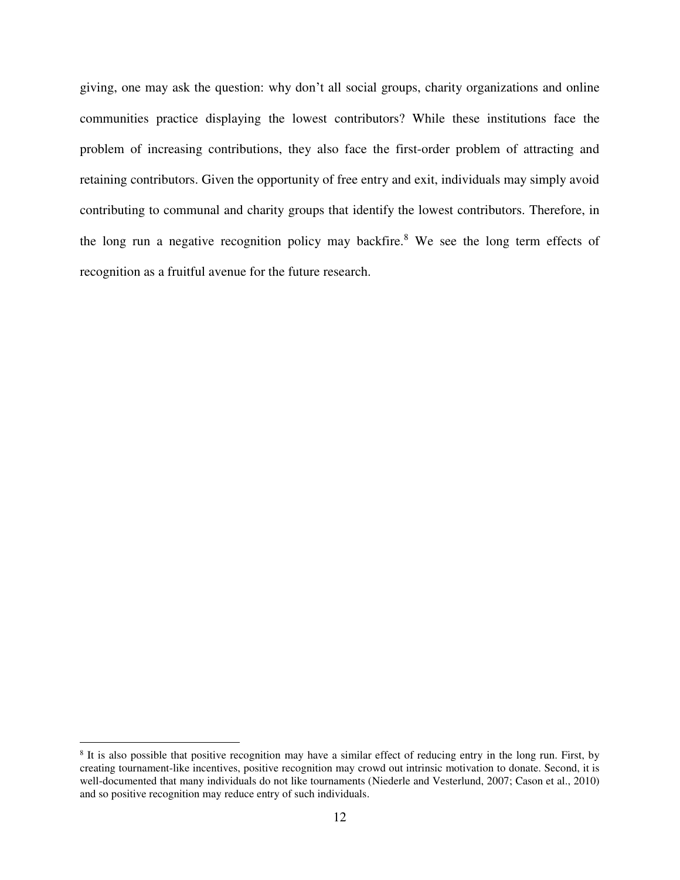giving, one may ask the question: why don't all social groups, charity organizations and online communities practice displaying the lowest contributors? While these institutions face the problem of increasing contributions, they also face the first-order problem of attracting and retaining contributors. Given the opportunity of free entry and exit, individuals may simply avoid contributing to communal and charity groups that identify the lowest contributors. Therefore, in the long run a negative recognition policy may backfire.[8] We see the long term effects of recognition as a fruitful avenue for the future research.

[8] It is also possible that positive recognition may have a similar effect of reducing entry in the long run. First, by creating tournament-like incentives, positive recognition may crowd out intrinsic motivation to donate. Second, it is well-documented that many individuals do not like tournaments (Niederle and Vesterlund, 2007; Cason et al., 2010) and so positive recognition may reduce entry of such individuals.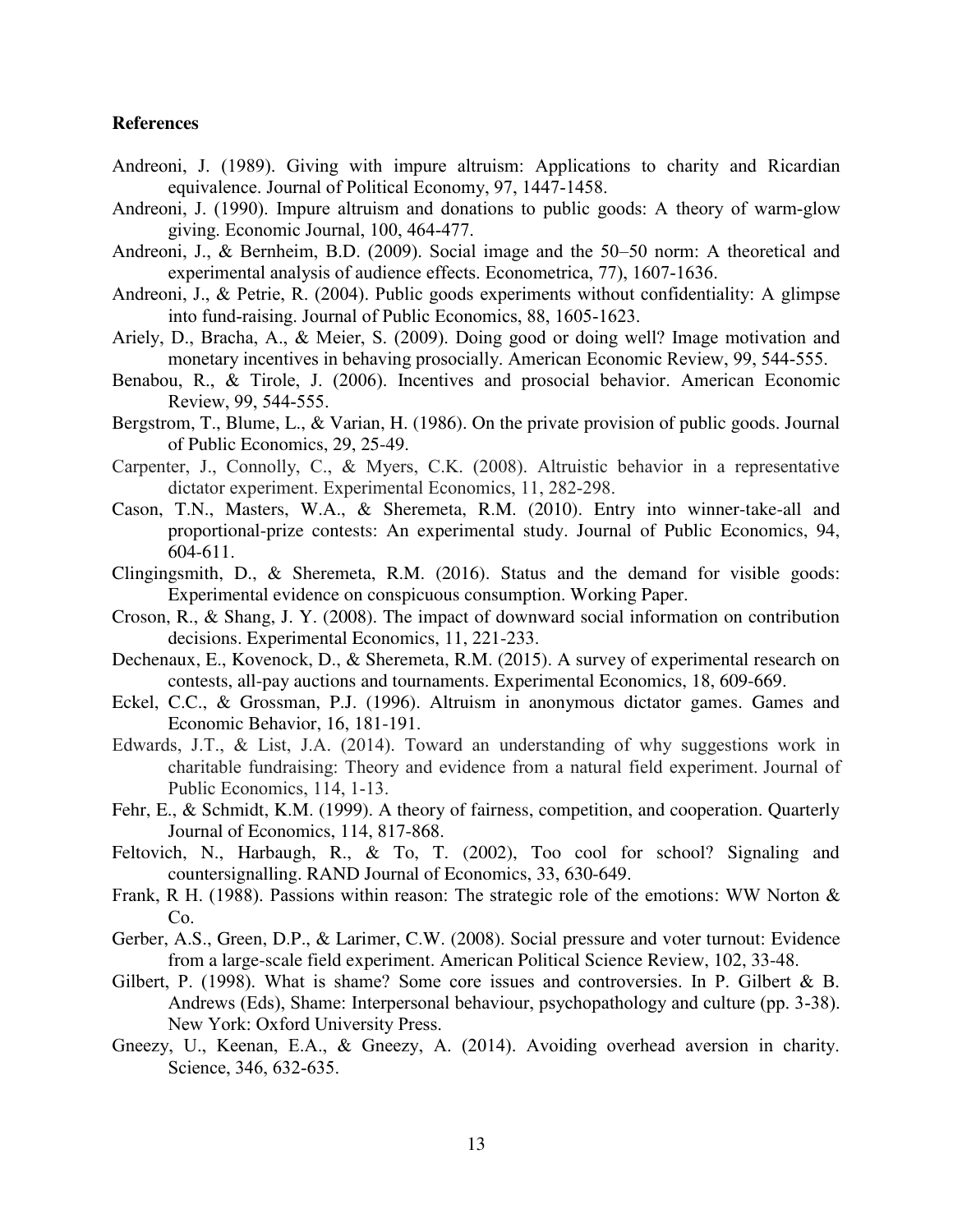**References**

Andreoni, J. (1989). Giving with impure altruism: Applications to charity and Ricardian equivalence. Journal of Political Economy, 97, 1447-1458.

Andreoni, J. (1990). Impure altruism and donations to public goods: A theory of warm-glow giving. Economic Journal, 100, 464-477.

Andreoni, J., & Bernheim, B.D. (2009). Social image and the 50–50 norm: A theoretical and experimental analysis of audience effects. Econometrica, 77), 1607-1636.

Andreoni, J., & Petrie, R. (2004). Public goods experiments without confidentiality: A glimpse into fund-raising. Journal of Public Economics, 88, 1605-1623.

Ariely, D., Bracha, A., & Meier, S. (2009). Doing good or doing well? Image motivation and monetary incentives in behaving prosocially. American Economic Review, 99, 544-555.

Benabou, R., & Tirole, J. (2006). Incentives and prosocial behavior. American Economic Review, 99, 544-555.

Bergstrom, T., Blume, L., & Varian, H. (1986). On the private provision of public goods. Journal of Public Economics, 29, 25-49.

Carpenter, J., Connolly, C., & Myers, C.K. (2008). Altruistic behavior in a representative dictator experiment. Experimental Economics, 11, 282-298.

Cason, T.N., Masters, W.A., & Sheremeta, R.M. (2010). Entry into winner-take-all and proportional-prize contests: An experimental study. Journal of Public Economics, 94, 604-611.

Clingingsmith, D., & Sheremeta, R.M. (2016). Status and the demand for visible goods: Experimental evidence on conspicuous consumption. Working Paper.

Croson, R., & Shang, J. Y. (2008). The impact of downward social information on contribution decisions. Experimental Economics, 11, 221-233.

Dechenaux, E., Kovenock, D., & Sheremeta, R.M. (2015). A survey of experimental research on contests, all-pay auctions and tournaments. Experimental Economics, 18, 609-669.

Eckel, C.C., & Grossman, P.J. (1996). Altruism in anonymous dictator games. Games and Economic Behavior, 16, 181-191.

Edwards, J.T., & List, J.A. (2014). Toward an understanding of why suggestions work in charitable fundraising: Theory and evidence from a natural field experiment. Journal of Public Economics, 114, 1-13.

Fehr, E., & Schmidt, K.M. (1999). A theory of fairness, competition, and cooperation. Quarterly Journal of Economics, 114, 817-868.

Feltovich, N., Harbaugh, R., & To, T. (2002), Too cool for school? Signaling and countersignalling. RAND Journal of Economics, 33, 630-649.

Frank, R H. (1988). Passions within reason: The strategic role of the emotions: WW Norton & Co.

Gerber, A.S., Green, D.P., & Larimer, C.W. (2008). Social pressure and voter turnout: Evidence from a large-scale field experiment. American Political Science Review, 102, 33-48.

Gilbert, P. (1998). What is shame? Some core issues and controversies. In P. Gilbert & B. Andrews (Eds), Shame: Interpersonal behaviour, psychopathology and culture (pp. 3-38). New York: Oxford University Press.

Gneezy, U., Keenan, E.A., & Gneezy, A. (2014). Avoiding overhead aversion in charity. Science, 346, 632-635.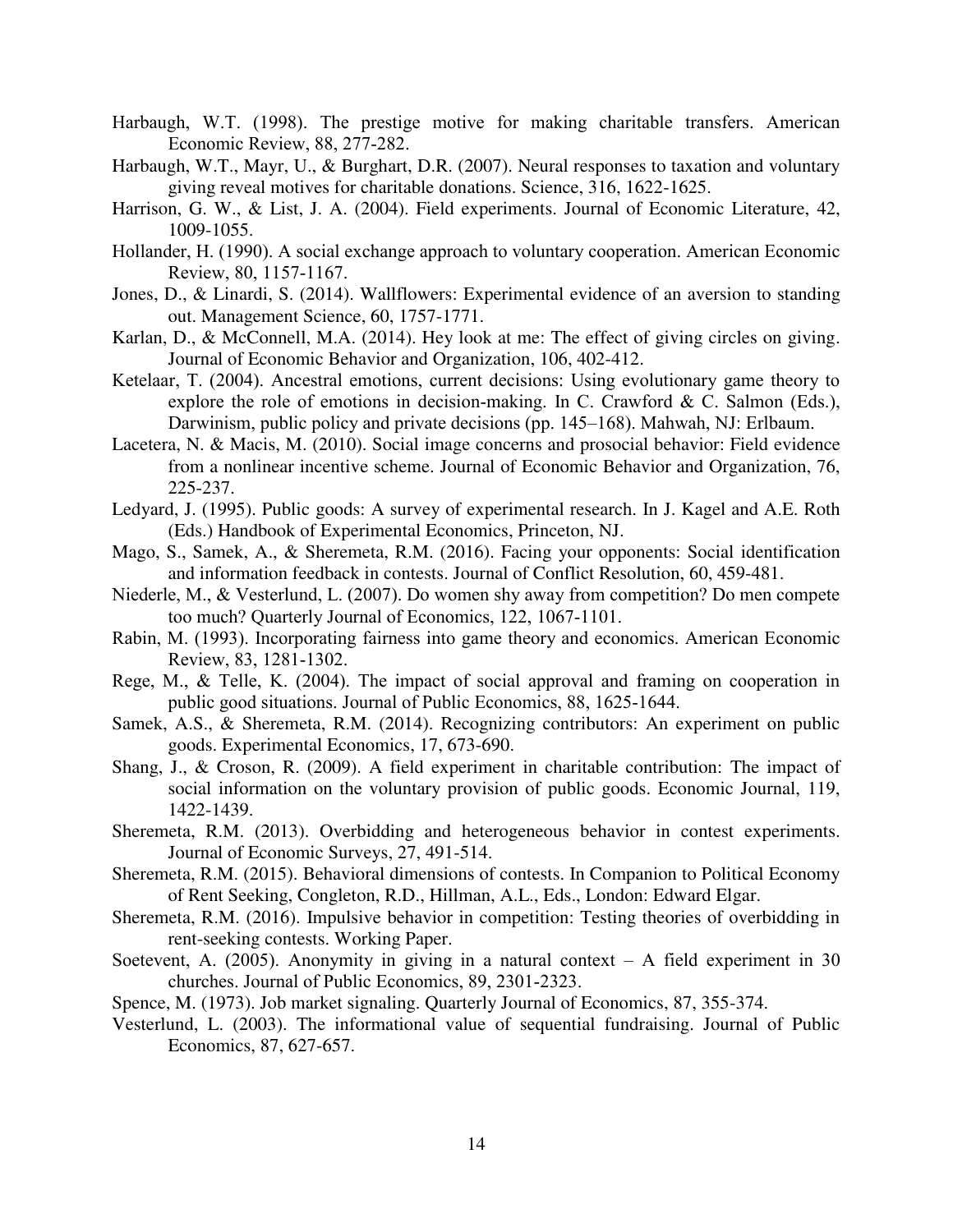Harbaugh, W.T. (1998). The prestige motive for making charitable transfers. American Economic Review, 88, 277-282.

Harbaugh, W.T., Mayr, U., & Burghart, D.R. (2007). Neural responses to taxation and voluntary giving reveal motives for charitable donations. Science, 316, 1622-1625.

Harrison, G. W., & List, J. A. (2004). Field experiments. Journal of Economic Literature, 42, 1009-1055.

Hollander, H. (1990). A social exchange approach to voluntary cooperation. American Economic Review, 80, 1157-1167.

Jones, D., & Linardi, S. (2014). Wallflowers: Experimental evidence of an aversion to standing out. Management Science, 60, 1757-1771.

Karlan, D., & McConnell, M.A. (2014). Hey look at me: The effect of giving circles on giving. Journal of Economic Behavior and Organization, 106, 402-412.

Ketelaar, T. (2004). Ancestral emotions, current decisions: Using evolutionary game theory to explore the role of emotions in decision-making. In C. Crawford & C. Salmon (Eds.), Darwinism, public policy and private decisions (pp. 145–168). Mahwah, NJ: Erlbaum.

Lacetera, N. & Macis, M. (2010). Social image concerns and prosocial behavior: Field evidence from a nonlinear incentive scheme. Journal of Economic Behavior and Organization, 76, 225-237.

Ledyard, J. (1995). Public goods: A survey of experimental research. In J. Kagel and A.E. Roth (Eds.) Handbook of Experimental Economics, Princeton, NJ.

Mago, S., Samek, A., & Sheremeta, R.M. (2016). Facing your opponents: Social identification and information feedback in contests. Journal of Conflict Resolution, 60, 459-481.

Niederle, M., & Vesterlund, L. (2007). Do women shy away from competition? Do men compete too much? Quarterly Journal of Economics, 122, 1067-1101.

Rabin, M. (1993). Incorporating fairness into game theory and economics. American Economic Review, 83, 1281-1302.

Rege, M., & Telle, K. (2004). The impact of social approval and framing on cooperation in public good situations. Journal of Public Economics, 88, 1625-1644.

Samek, A.S., & Sheremeta, R.M. (2014). Recognizing contributors: An experiment on public goods. Experimental Economics, 17, 673-690.

Shang, J., & Croson, R. (2009). A field experiment in charitable contribution: The impact of social information on the voluntary provision of public goods. Economic Journal, 119, 1422-1439.

Sheremeta, R.M. (2013). Overbidding and heterogeneous behavior in contest experiments. Journal of Economic Surveys, 27, 491-514.

Sheremeta, R.M. (2015). Behavioral dimensions of contests. In Companion to Political Economy of Rent Seeking, Congleton, R.D., Hillman, A.L., Eds., London: Edward Elgar.

Sheremeta, R.M. (2016). Impulsive behavior in competition: Testing theories of overbidding in rent-seeking contests. Working Paper.

Soetevent, A. (2005). Anonymity in giving in a natural context – A field experiment in 30 churches. Journal of Public Economics, 89, 2301-2323.

Spence, M. (1973). Job market signaling. Quarterly Journal of Economics, 87, 355-374.

Vesterlund, L. (2003). The informational value of sequential fundraising. Journal of Public Economics, 87, 627-657.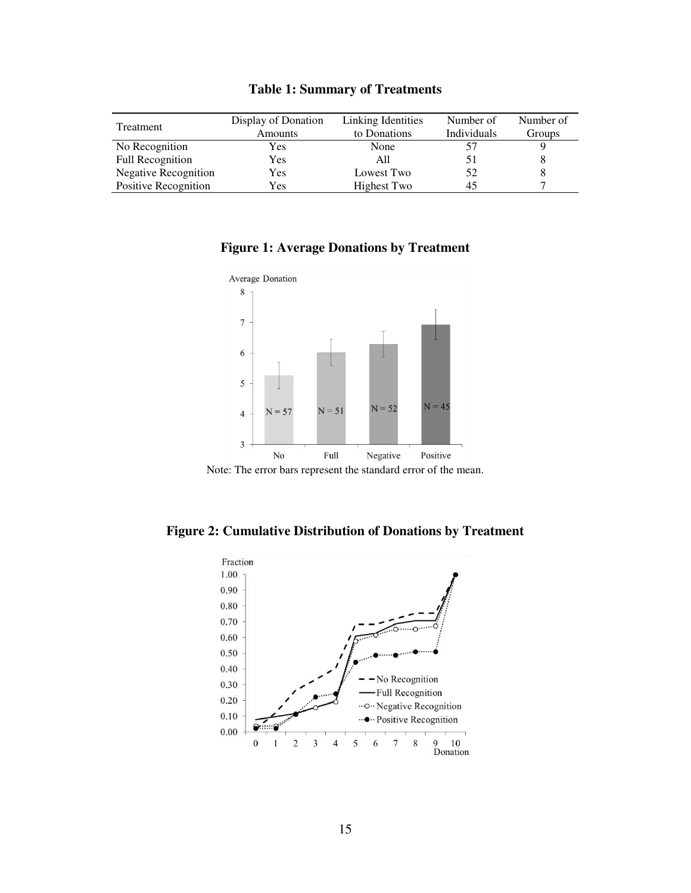**Table 1: Summary of Treatments**

| Treatment | Display of Donation Amounts | Linking Identities to Donations | Number of Individuals | Number of Groups |
|---|---|---|---|---|
| No Recognition | Yes | None | 57 | 9 |
| Full Recognition | Yes | All | 51 | 8 |
| Negative Recognition | Yes | Lowest Two | 52 | 8 |
| Positive Recognition | Yes | Highest Two | 45 | 7 |

**Figure 1: Average Donations by Treatment**

Note: The error bars represent the standard error of the mean.

**Figure 2: Cumulative Distribution of Donations by Treatment**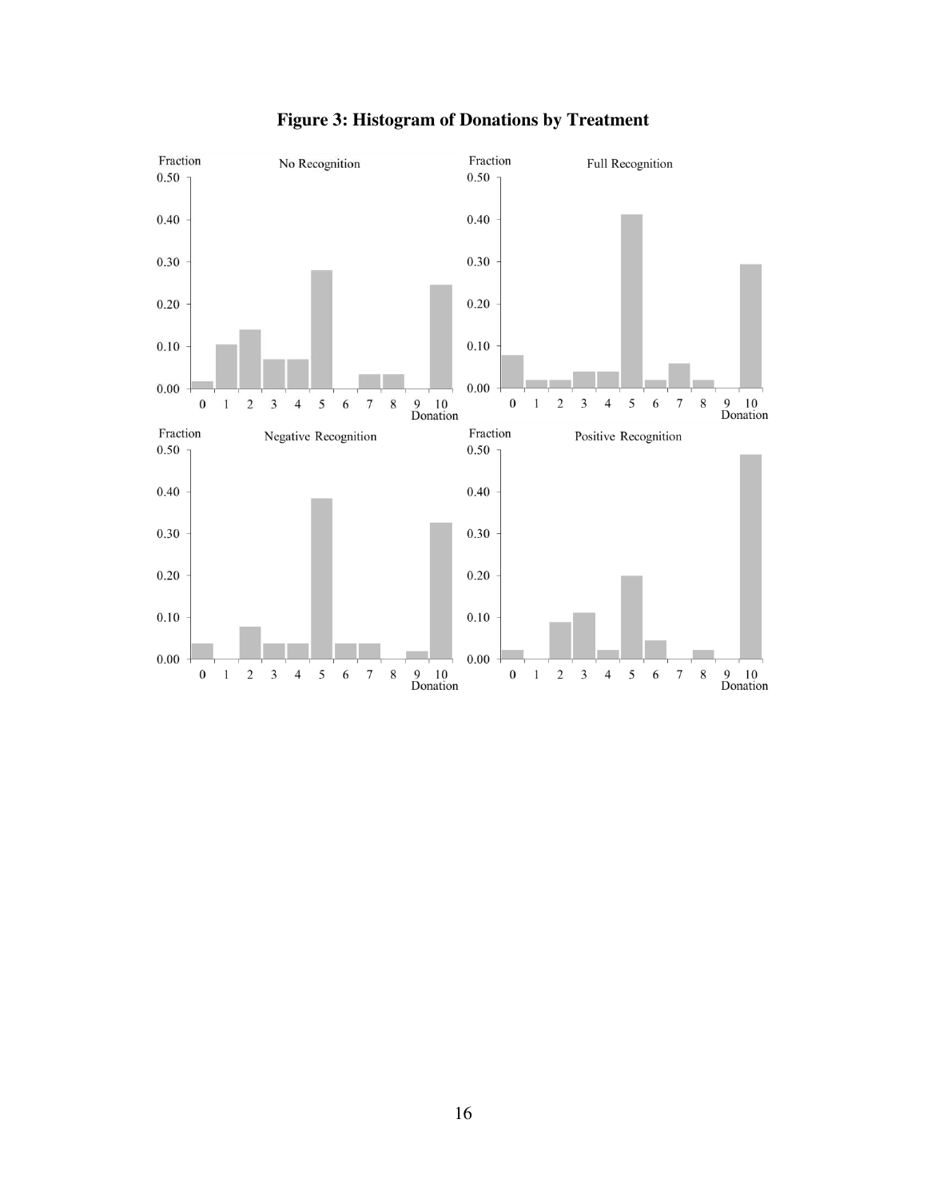**Figure 3: Histogram of Donations by Treatment**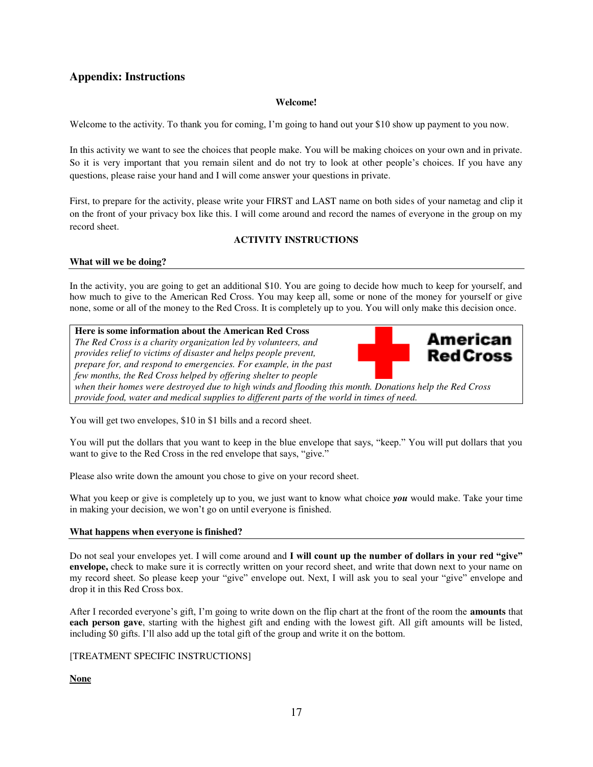## Appendix: Instructions

**Welcome!**

Welcome to the activity. To thank you for coming, I'm going to hand out your $10 show up payment to you now.

In this activity we want to see the choices that people make. You will be making choices on your own and in private. So it is very important that you remain silent and do not try to look at other people's choices. If you have any questions, please raise your hand and I will come answer your questions in private.

First, to prepare for the activity, please write your FIRST and LAST name on both sides of your nametag and clip it on the front of your privacy box like this. I will come around and record the names of everyone in the group on my record sheet.

**ACTIVITY INSTRUCTIONS**

**What will we be doing?**

In the activity, you are going to get an additional $10. You are going to decide how much to keep for yourself, and how much to give to the American Red Cross. You may keep all, some or none of the money for yourself or give none, some or all of the money to the Red Cross. It is completely up to you. You will only make this decision once.

> **Here is some information about the American Red Cross**
> *The Red Cross is a charity organization led by volunteers, and provides relief to victims of disaster and helps people prevent, prepare for, and respond to emergencies. For example, in the past few months, the Red Cross helped by offering shelter to people when their homes were destroyed due to high winds and flooding this month. Donations help the Red Cross provide food, water and medical supplies to different parts of the world in times of need.*

You will get two envelopes, $10 in $1 bills and a record sheet.

You will put the dollars that you want to keep in the blue envelope that says, "keep." You will put dollars that you want to give to the Red Cross in the red envelope that says, "give."

Please also write down the amount you chose to give on your record sheet.

What you keep or give is completely up to you, we just want to know what choice ***you*** would make. Take your time in making your decision, we won't go on until everyone is finished.

**What happens when everyone is finished?**

Do not seal your envelopes yet. I will come around and **I will count up the number of dollars in your red "give" envelope,** check to make sure it is correctly written on your record sheet, and write that down next to your name on my record sheet. So please keep your "give" envelope out. Next, I will ask you to seal your "give" envelope and drop it in this Red Cross box.

After I recorded everyone's gift, I'm going to write down on the flip chart at the front of the room the **amounts** that **each person gave**, starting with the highest gift and ending with the lowest gift. All gift amounts will be listed, including $0 gifts. I'll also add up the total gift of the group and write it on the bottom.

[TREATMENT SPECIFIC INSTRUCTIONS]

**<u>None</u>**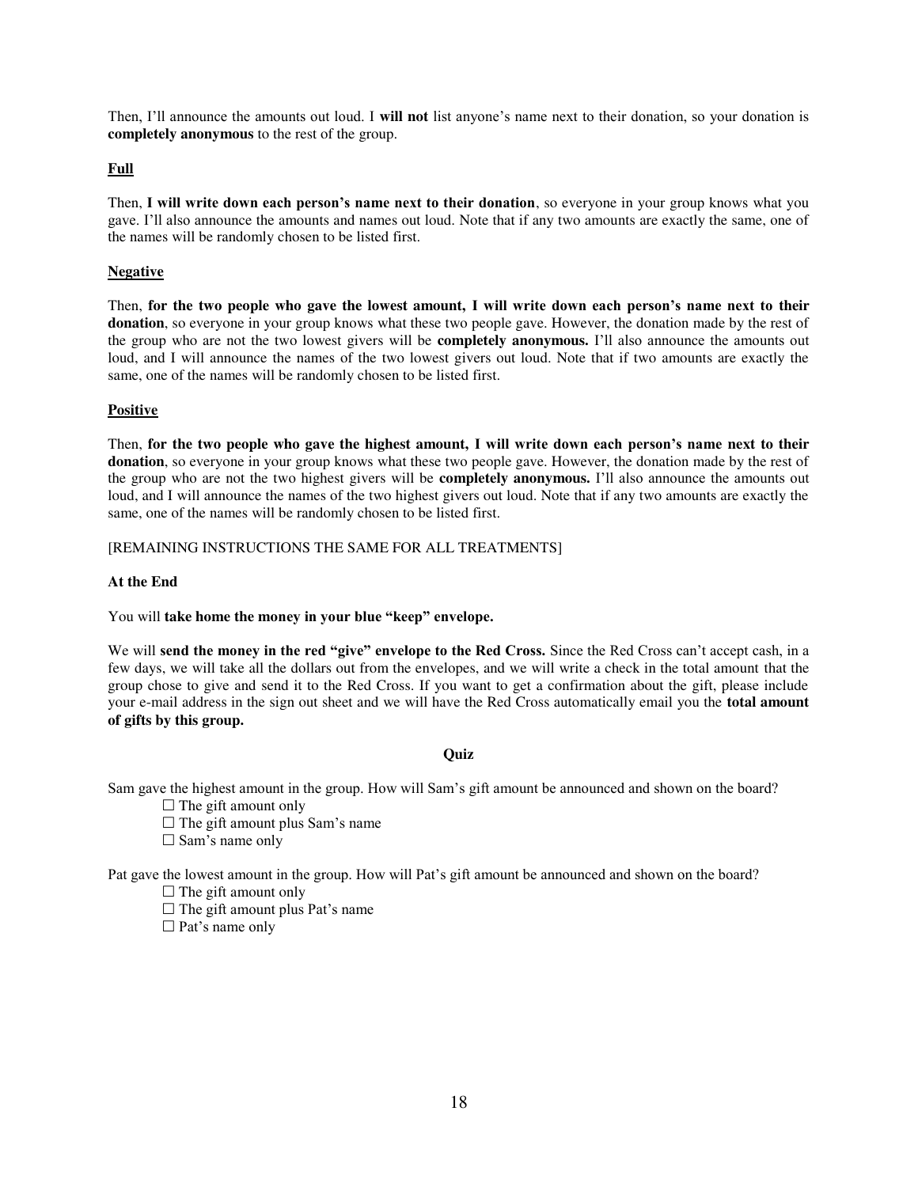Then, I'll announce the amounts out loud. I **will not** list anyone's name next to their donation, so your donation is **completely anonymous** to the rest of the group.

**Full**

Then, **I will write down each person's name next to their donation**, so everyone in your group knows what you gave. I'll also announce the amounts and names out loud. Note that if any two amounts are exactly the same, one of the names will be randomly chosen to be listed first.

**Negative**

Then, **for the two people who gave the lowest amount, I will write down each person's name next to their donation**, so everyone in your group knows what these two people gave. However, the donation made by the rest of the group who are not the two lowest givers will be **completely anonymous.** I'll also announce the amounts out loud, and I will announce the names of the two lowest givers out loud. Note that if two amounts are exactly the same, one of the names will be randomly chosen to be listed first.

**Positive**

Then, **for the two people who gave the highest amount, I will write down each person's name next to their donation**, so everyone in your group knows what these two people gave. However, the donation made by the rest of the group who are not the two highest givers will be **completely anonymous.** I'll also announce the amounts out loud, and I will announce the names of the two highest givers out loud. Note that if any two amounts are exactly the same, one of the names will be randomly chosen to be listed first.

[REMAINING INSTRUCTIONS THE SAME FOR ALL TREATMENTS]

**At the End**

You will **take home the money in your blue "keep" envelope.**

We will **send the money in the red "give" envelope to the Red Cross.** Since the Red Cross can't accept cash, in a few days, we will take all the dollars out from the envelopes, and we will write a check in the total amount that the group chose to give and send it to the Red Cross. If you want to get a confirmation about the gift, please include your e-mail address in the sign out sheet and we will have the Red Cross automatically email you the **total amount of gifts by this group.**

**Quiz**

Sam gave the highest amount in the group. How will Sam's gift amount be announced and shown on the board?

- ☐ The gift amount only
- ☐ The gift amount plus Sam's name
- ☐ Sam's name only

Pat gave the lowest amount in the group. How will Pat's gift amount be announced and shown on the board?

- ☐ The gift amount only
- ☐ The gift amount plus Pat's name
- ☐ Pat's name only